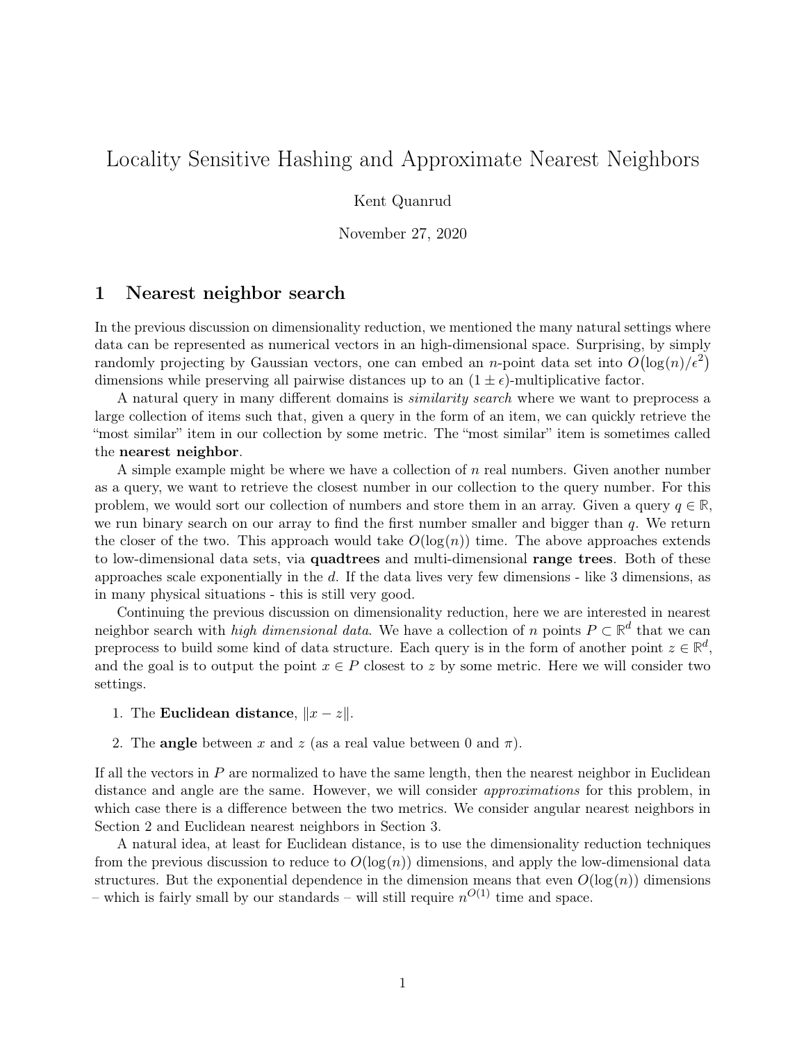# Locality Sensitive Hashing and Approximate Nearest Neighbors

Kent Quanrud

November 27, 2020

## 1 Nearest neighbor search

In the previous discussion on dimensionality reduction, we mentioned the many natural settings where data can be represented as numerical vectors in an high-dimensional space. Surprising, by simply randomly projecting by Gaussian vectors, one can embed an $n$-point data set into $O(\log(n)/\epsilon^2)$ dimensions while preserving all pairwise distances up to an $(1 \pm \epsilon)$-multiplicative factor.

A natural query in many different domains is *similarity search* where we want to preprocess a large collection of items such that, given a query in the form of an item, we can quickly retrieve the "most similar" item in our collection by some metric. The "most similar" item is sometimes called the **nearest neighbor**.

A simple example might be where we have a collection of $n$ real numbers. Given another number as a query, we want to retrieve the closest number in our collection to the query number. For this problem, we would sort our collection of numbers and store them in an array. Given a query $q \in \mathbb{R}$, we run binary search on our array to find the first number smaller and bigger than $q$. We return the closer of the two. This approach would take $O(\log(n))$ time. The above approaches extends to low-dimensional data sets, via **quadtrees** and multi-dimensional **range trees**. Both of these approaches scale exponentially in the $d$. If the data lives very few dimensions - like 3 dimensions, as in many physical situations - this is still very good.

Continuing the previous discussion on dimensionality reduction, here we are interested in nearest neighbor search with *high dimensional data*. We have a collection of $n$ points $P \subset \mathbb{R}^d$ that we can preprocess to build some kind of data structure. Each query is in the form of another point $z \in \mathbb{R}^d$, and the goal is to output the point $x \in P$ closest to $z$ by some metric. Here we will consider two settings.

1. The **Euclidean distance**, $\|x - z\|$.
2. The **angle** between $x$ and $z$ (as a real value between 0 and $\pi$).

If all the vectors in $P$ are normalized to have the same length, then the nearest neighbor in Euclidean distance and angle are the same. However, we will consider *approximations* for this problem, in which case there is a difference between the two metrics. We consider angular nearest neighbors in Section 2 and Euclidean nearest neighbors in Section 3.

A natural idea, at least for Euclidean distance, is to use the dimensionality reduction techniques from the previous discussion to reduce to $O(\log(n))$ dimensions, and apply the low-dimensional data structures. But the exponential dependence in the dimension means that even $O(\log(n))$ dimensions – which is fairly small by our standards – will still require $n^{O(1)}$ time and space.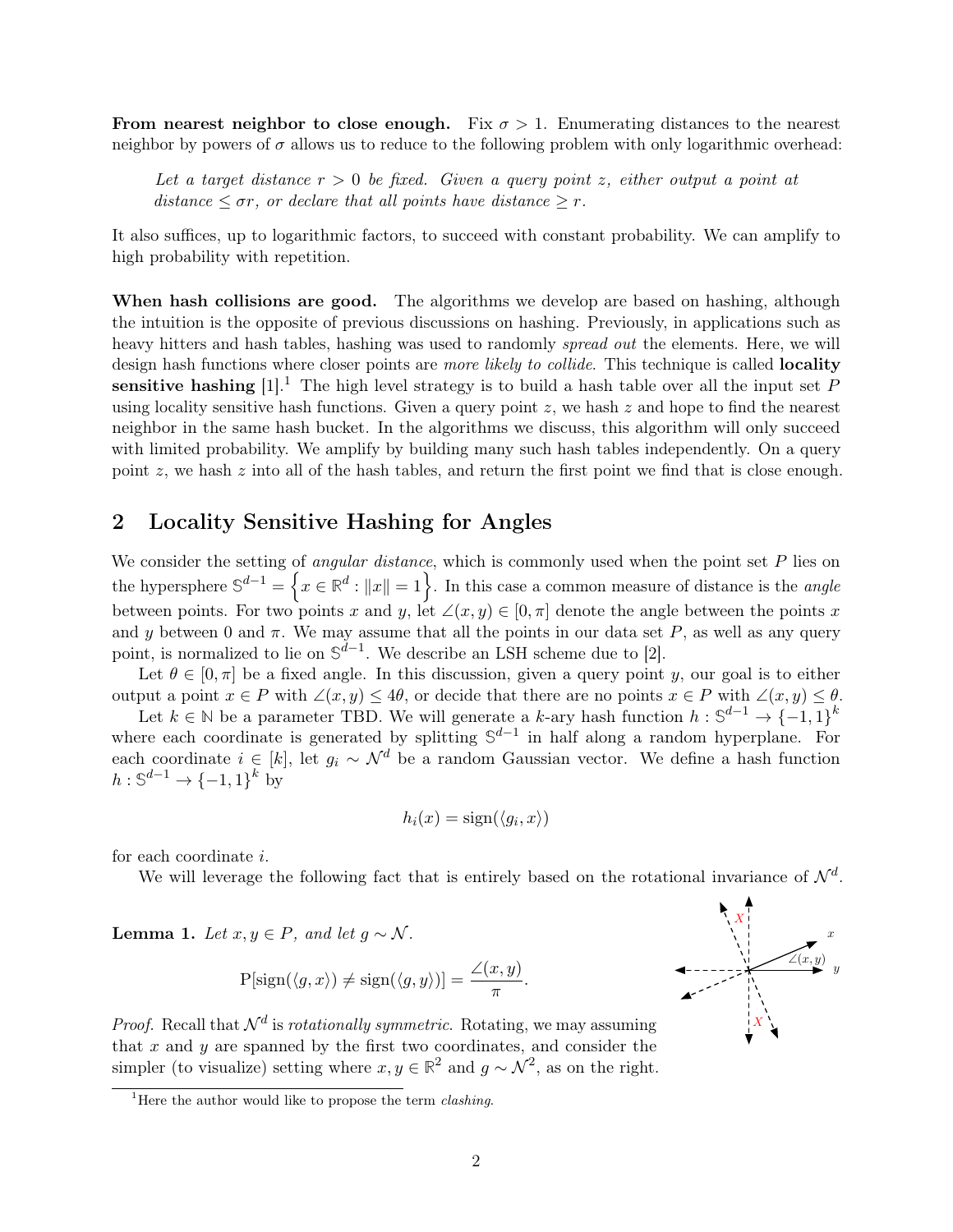**From nearest neighbor to close enough.** Fix $\sigma > 1$. Enumerating distances to the nearest neighbor by powers of $\sigma$ allows us to reduce to the following problem with only logarithmic overhead:

> *Let a target distance $r > 0$ be fixed. Given a query point $z$, either output a point at distance $\leq \sigma r$, or declare that all points have distance $\geq r$.*

It also suffices, up to logarithmic factors, to succeed with constant probability. We can amplify to high probability with repetition.

**When hash collisions are good.** The algorithms we develop are based on hashing, although the intuition is the opposite of previous discussions on hashing. Previously, in applications such as heavy hitters and hash tables, hashing was used to randomly *spread out* the elements. Here, we will design hash functions where closer points are *more likely to collide*. This technique is called **locality sensitive hashing** [1].[1] The high level strategy is to build a hash table over all the input set $P$ using locality sensitive hash functions. Given a query point $z$, we hash $z$ and hope to find the nearest neighbor in the same hash bucket. In the algorithms we discuss, this algorithm will only succeed with limited probability. We amplify by building many such hash tables independently. On a query point $z$, we hash $z$ into all of the hash tables, and return the first point we find that is close enough.

## 2 Locality Sensitive Hashing for Angles

We consider the setting of *angular distance*, which is commonly used when the point set $P$ lies on the hypersphere $\mathbb{S}^{d-1} = \left\{x \in \mathbb{R}^d : \|x\| = 1\right\}$. In this case a common measure of distance is the *angle* between points. For two points $x$ and $y$, let $\angle(x, y) \in [0, \pi]$ denote the angle between the points $x$ and $y$ between 0 and $\pi$. We may assume that all the points in our data set $P$, as well as any query point, is normalized to lie on $\mathbb{S}^{d-1}$. We describe an LSH scheme due to [2].

Let $\theta \in [0, \pi]$ be a fixed angle. In this discussion, given a query point $y$, our goal is to either output a point $x \in P$ with $\angle(x, y) \leq 4\theta$, or decide that there are no points $x \in P$ with $\angle(x, y) \leq \theta$.

Let $k \in \mathbb{N}$ be a parameter TBD. We will generate a $k$-ary hash function $h : \mathbb{S}^{d-1} \to \{-1, 1\}^k$ where each coordinate is generated by splitting $\mathbb{S}^{d-1}$ in half along a random hyperplane. For each coordinate $i \in [k]$, let $g_i \sim \mathcal{N}^d$ be a random Gaussian vector. We define a hash function $h : \mathbb{S}^{d-1} \to \{-1, 1\}^k$ by

$$h_i(x) = \text{sign}(\langle g_i, x \rangle)$$

for each coordinate $i$.

We will leverage the following fact that is entirely based on the rotational invariance of $\mathcal{N}^d$.

**Lemma 1.** *Let $x, y \in P$, and let $g \sim \mathcal{N}$.*

$$\mathrm{P}[\text{sign}(\langle g, x \rangle) \neq \text{sign}(\langle g, y \rangle)] = \frac{\angle(x, y)}{\pi}.$$

*Proof.* Recall that $\mathcal{N}^d$ is *rotationally symmetric*. Rotating, we may assuming that $x$ and $y$ are spanned by the first two coordinates, and consider the simpler (to visualize) setting where $x, y \in \mathbb{R}^2$ and $g \sim \mathcal{N}^2$, as on the right.

[1] Here the author would like to propose the term *clashing*.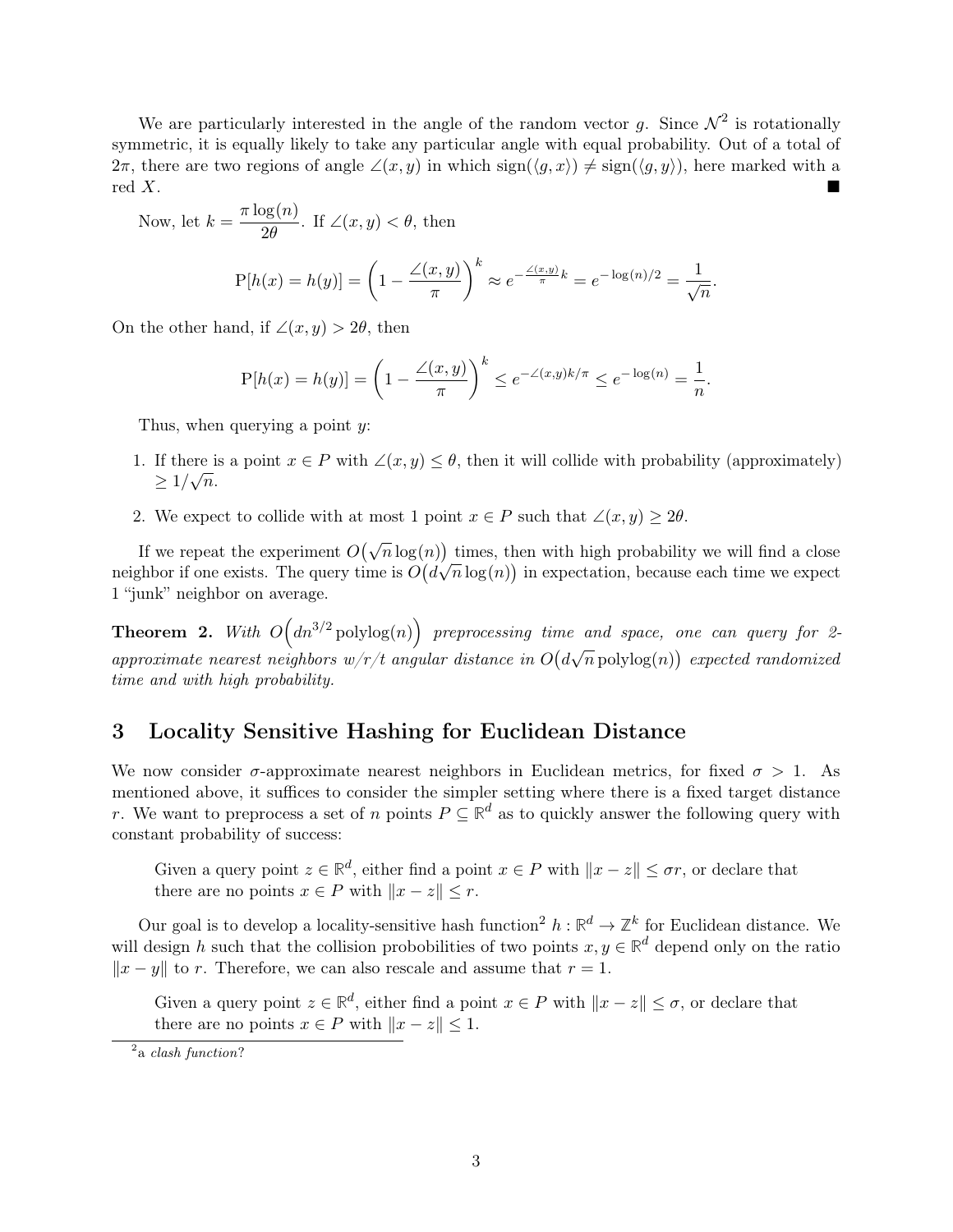We are particularly interested in the angle of the random vector $g$. Since $\mathcal{N}^2$ is rotationally symmetric, it is equally likely to take any particular angle with equal probability. Out of a total of $2\pi$, there are two regions of angle $\angle(x, y)$ in which $\text{sign}(\langle g, x\rangle) \neq \text{sign}(\langle g, y\rangle)$, here marked with a red $X$. ■

Now, let $k = \dfrac{\pi \log(n)}{2\theta}$. If $\angle(x, y) < \theta$, then

$$\text{P}[h(x) = h(y)] = \left(1 - \frac{\angle(x, y)}{\pi}\right)^k \approx e^{-\frac{\angle(x,y)}{\pi}k} = e^{-\log(n)/2} = \frac{1}{\sqrt{n}}.$$

On the other hand, if $\angle(x, y) > 2\theta$, then

$$\text{P}[h(x) = h(y)] = \left(1 - \frac{\angle(x, y)}{\pi}\right)^k \leq e^{-\angle(x,y)k/\pi} \leq e^{-\log(n)} = \frac{1}{n}.$$

Thus, when querying a point $y$:

1. If there is a point $x \in P$ with $\angle(x, y) \leq \theta$, then it will collide with probability (approximately) $\geq 1/\sqrt{n}$.
2. We expect to collide with at most 1 point $x \in P$ such that $\angle(x, y) \geq 2\theta$.

If we repeat the experiment $O\big(\sqrt{n}\log(n)\big)$ times, then with high probability we will find a close neighbor if one exists. The query time is $O\big(d\sqrt{n}\log(n)\big)$ in expectation, because each time we expect 1 "junk" neighbor on average.

**Theorem 2.** *With $O\Big(dn^{3/2}\,\text{polylog}(n)\Big)$ preprocessing time and space, one can query for 2-approximate nearest neighbors w/r/t angular distance in $O\big(d\sqrt{n}\,\text{polylog}(n)\big)$ expected randomized time and with high probability.*

## 3 Locality Sensitive Hashing for Euclidean Distance

We now consider $\sigma$-approximate nearest neighbors in Euclidean metrics, for fixed $\sigma > 1$. As mentioned above, it suffices to consider the simpler setting where there is a fixed target distance $r$. We want to preprocess a set of $n$ points $P \subseteq \mathbb{R}^d$ as to quickly answer the following query with constant probability of success:

> Given a query point $z \in \mathbb{R}^d$, either find a point $x \in P$ with $\|x - z\| \leq \sigma r$, or declare that there are no points $x \in P$ with $\|x - z\| \leq r$.

Our goal is to develop a locality-sensitive hash function[2] $h : \mathbb{R}^d \to \mathbb{Z}^k$ for Euclidean distance. We will design $h$ such that the collision probobilities of two points $x, y \in \mathbb{R}^d$ depend only on the ratio $\|x - y\|$ to $r$. Therefore, we can also rescale and assume that $r = 1$.

> Given a query point $z \in \mathbb{R}^d$, either find a point $x \in P$ with $\|x - z\| \leq \sigma$, or declare that there are no points $x \in P$ with $\|x - z\| \leq 1$.

[2] a *clash function*?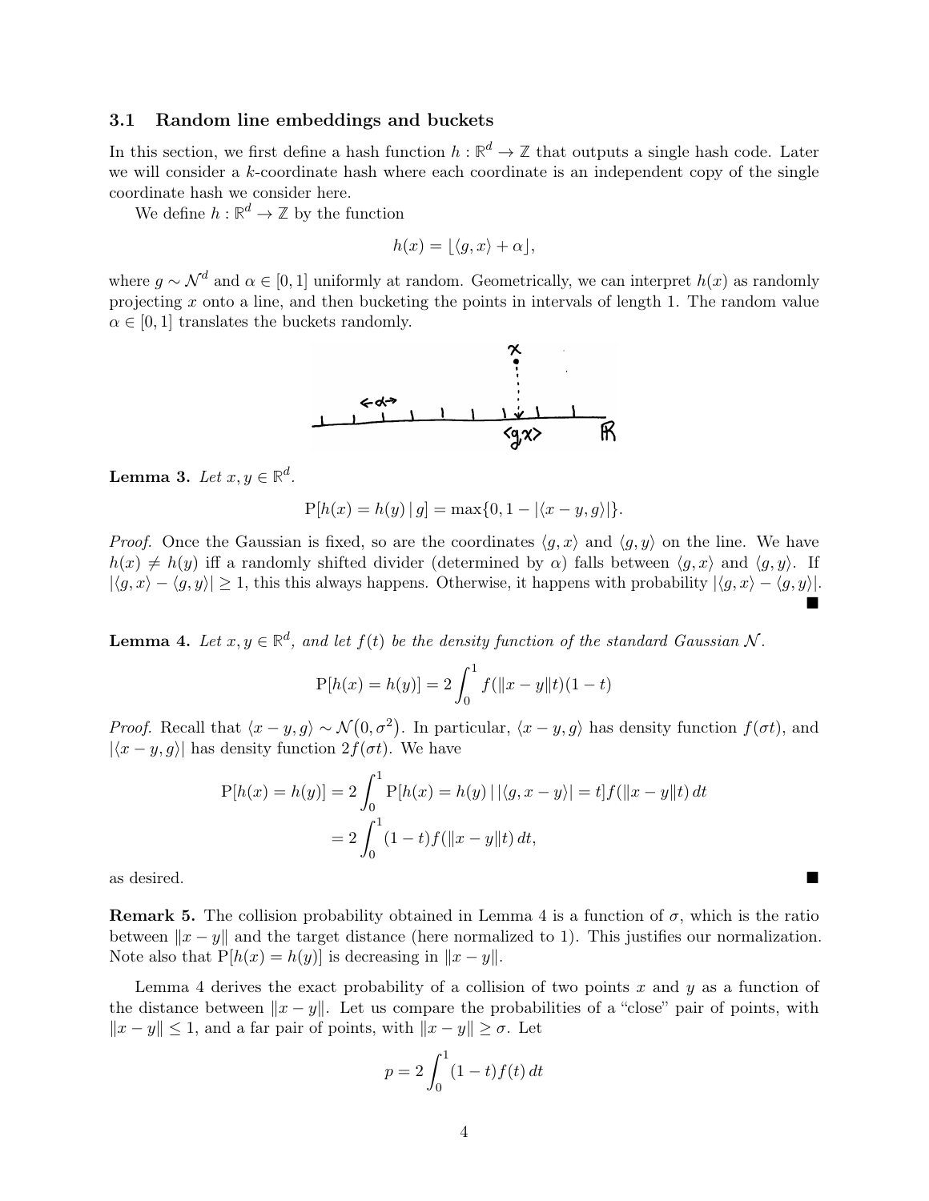### 3.1 Random line embeddings and buckets

In this section, we first define a hash function $h : \mathbb{R}^d \to \mathbb{Z}$ that outputs a single hash code. Later we will consider a $k$-coordinate hash where each coordinate is an independent copy of the single coordinate hash we consider here.

We define $h : \mathbb{R}^d \to \mathbb{Z}$ by the function

$$h(x) = \lfloor \langle g, x \rangle + \alpha \rfloor,$$

where $g \sim \mathcal{N}^d$ and $\alpha \in [0, 1]$ uniformly at random. Geometrically, we can interpret $h(x)$ as randomly projecting $x$ onto a line, and then bucketing the points in intervals of length 1. The random value $\alpha \in [0, 1]$ translates the buckets randomly.

**Lemma 3.** *Let $x, y \in \mathbb{R}^d$.*

$$\mathrm{P}[h(x) = h(y) \mid g] = \max\{0, 1 - |\langle x - y, g \rangle|\}.$$

*Proof.* Once the Gaussian is fixed, so are the coordinates $\langle g, x \rangle$ and $\langle g, y \rangle$ on the line. We have $h(x) \neq h(y)$ iff a randomly shifted divider (determined by $\alpha$) falls between $\langle g, x \rangle$ and $\langle g, y \rangle$. If $|\langle g, x \rangle - \langle g, y \rangle| \geq 1$, this this always happens. Otherwise, it happens with probability $|\langle g, x \rangle - \langle g, y \rangle|$. ■

**Lemma 4.** *Let $x, y \in \mathbb{R}^d$, and let $f(t)$ be the density function of the standard Gaussian $\mathcal{N}$.*

$$\mathrm{P}[h(x) = h(y)] = 2 \int_0^1 f(\|x - y\| t)(1 - t)$$

*Proof.* Recall that $\langle x - y, g \rangle \sim \mathcal{N}(0, \sigma^2)$. In particular, $\langle x - y, g \rangle$ has density function $f(\sigma t)$, and $|\langle x - y, g \rangle|$ has density function $2f(\sigma t)$. We have

$$\begin{aligned}
\mathrm{P}[h(x) = h(y)] &= 2 \int_0^1 \mathrm{P}[h(x) = h(y) \mid |\langle g, x - y \rangle| = t] f(\|x - y\| t) \, dt \\
&= 2 \int_0^1 (1 - t) f(\|x - y\| t) \, dt,
\end{aligned}$$

as desired. ■

**Remark 5.** The collision probability obtained in Lemma 4 is a function of $\sigma$, which is the ratio between $\|x - y\|$ and the target distance (here normalized to 1). This justifies our normalization. Note also that $\mathrm{P}[h(x) = h(y)]$ is decreasing in $\|x - y\|$.

Lemma 4 derives the exact probability of a collision of two points $x$ and $y$ as a function of the distance between $\|x - y\|$. Let us compare the probabilities of a "close" pair of points, with $\|x - y\| \leq 1$, and a far pair of points, with $\|x - y\| \geq \sigma$. Let

$$p = 2 \int_0^1 (1 - t) f(t) \, dt$$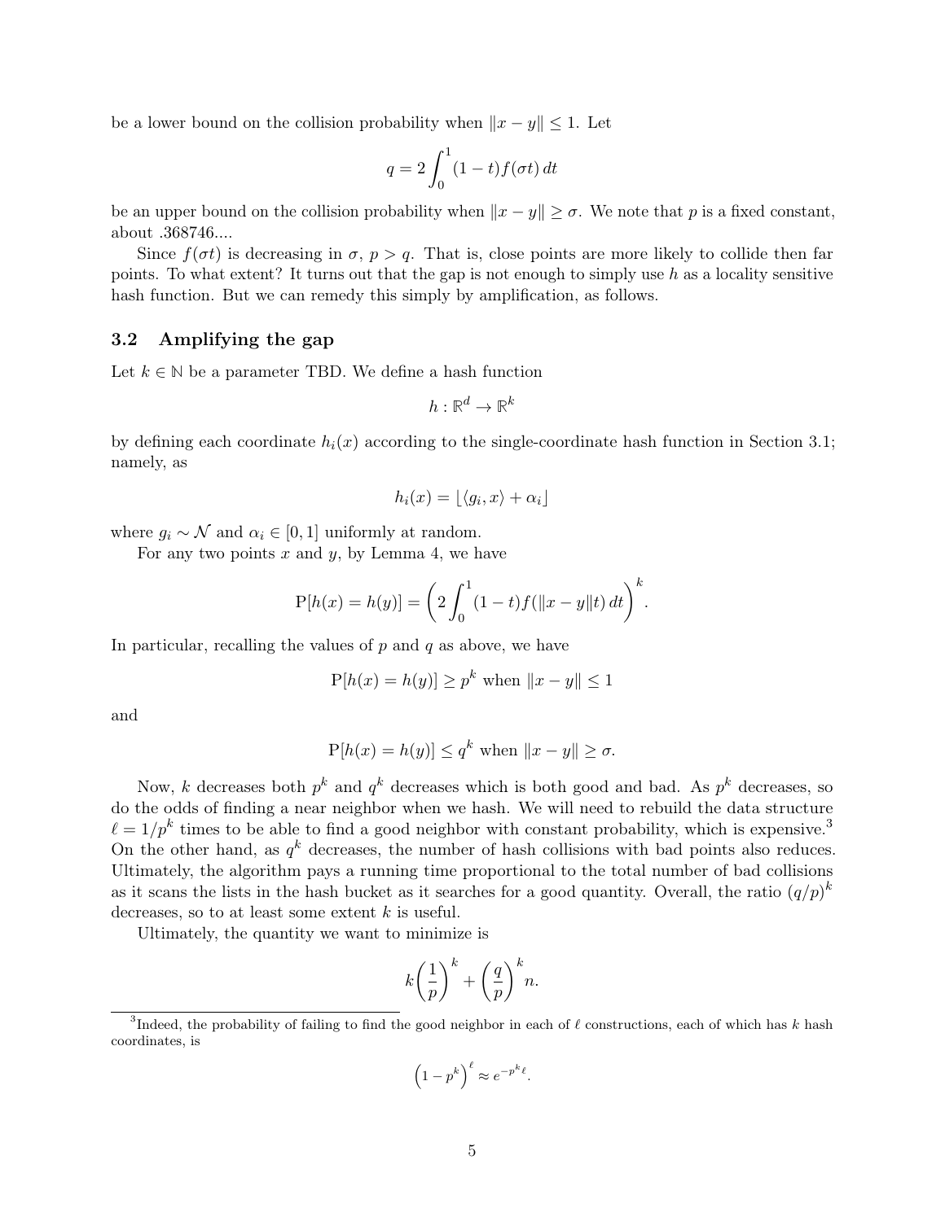be a lower bound on the collision probability when $\|x - y\| \leq 1$. Let

$$q = 2\int_0^1 (1-t) f(\sigma t)\, dt$$

be an upper bound on the collision probability when $\|x - y\| \geq \sigma$. We note that $p$ is a fixed constant, about .368746....

Since $f(\sigma t)$ is decreasing in $\sigma$, $p > q$. That is, close points are more likely to collide then far points. To what extent? It turns out that the gap is not enough to simply use $h$ as a locality sensitive hash function. But we can remedy this simply by amplification, as follows.

### 3.2 Amplifying the gap

Let $k \in \mathbb{N}$ be a parameter TBD. We define a hash function

$$h : \mathbb{R}^d \to \mathbb{R}^k$$

by defining each coordinate $h_i(x)$ according to the single-coordinate hash function in Section 3.1; namely, as

$$h_i(x) = \lfloor \langle g_i, x \rangle + \alpha_i \rfloor$$

where $g_i \sim \mathcal{N}$ and $\alpha_i \in [0, 1]$ uniformly at random.

For any two points $x$ and $y$, by Lemma 4, we have

$$\mathrm{P}[h(x) = h(y)] = \left(2\int_0^1 (1-t) f(\|x - y\| t)\, dt\right)^k.$$

In particular, recalling the values of $p$ and $q$ as above, we have

$$\mathrm{P}[h(x) = h(y)] \geq p^k \text{ when } \|x - y\| \leq 1$$

and

$$\mathrm{P}[h(x) = h(y)] \leq q^k \text{ when } \|x - y\| \geq \sigma.$$

Now, $k$ decreases both $p^k$ and $q^k$ decreases which is both good and bad. As $p^k$ decreases, so do the odds of finding a near neighbor when we hash. We will need to rebuild the data structure $\ell = 1/p^k$ times to be able to find a good neighbor with constant probability, which is expensive.[3] On the other hand, as $q^k$ decreases, the number of hash collisions with bad points also reduces. Ultimately, the algorithm pays a running time proportional to the total number of bad collisions as it scans the lists in the hash bucket as it searches for a good quantity. Overall, the ratio $(q/p)^k$ decreases, so to at least some extent $k$ is useful.

Ultimately, the quantity we want to minimize is

$$k\left(\frac{1}{p}\right)^k + \left(\frac{q}{p}\right)^k n.$$

[3] Indeed, the probability of failing to find the good neighbor in each of $\ell$ constructions, each of which has $k$ hash coordinates, is

$$\left(1 - p^k\right)^\ell \approx e^{-p^k \ell}.$$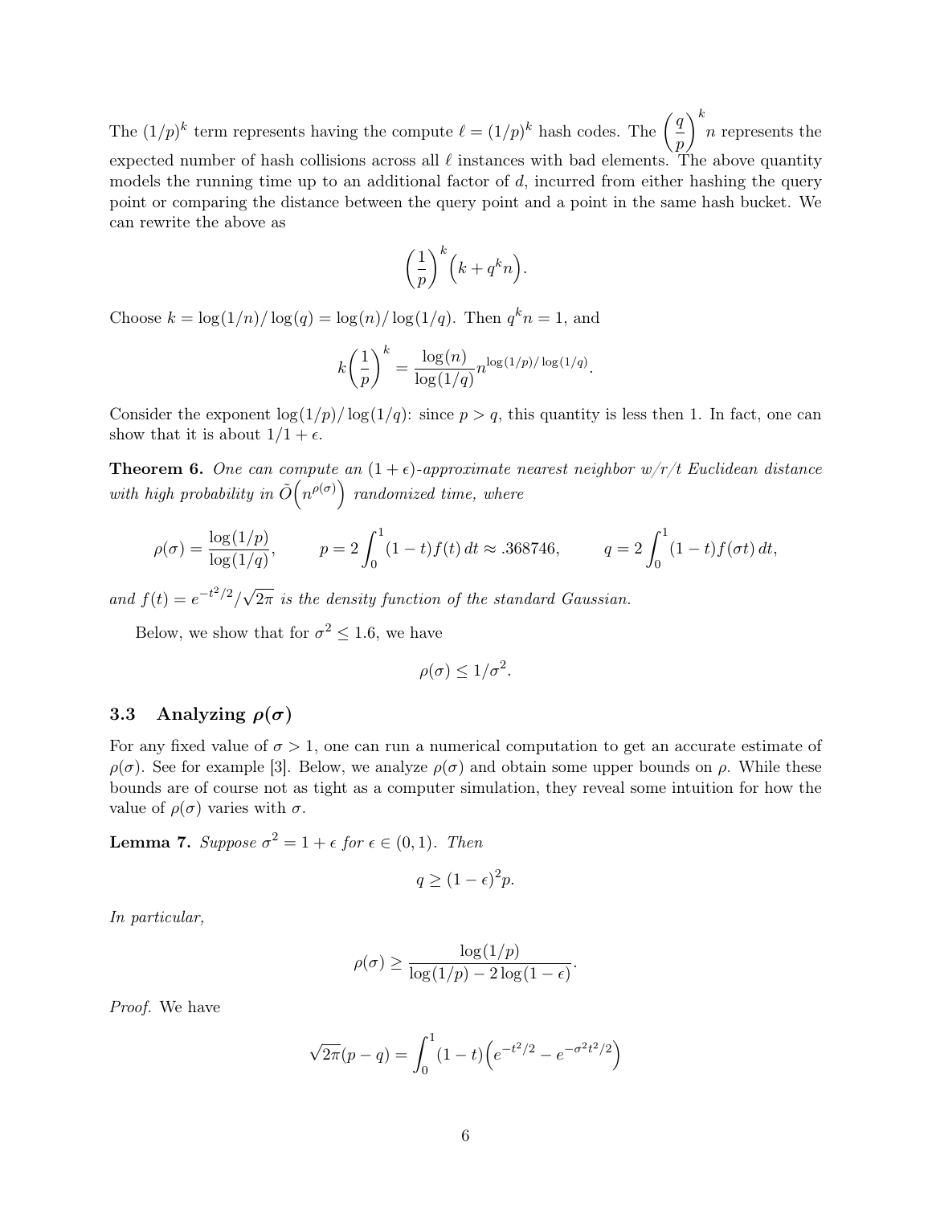The $(1/p)^k$ term represents having the compute $\ell = (1/p)^k$ hash codes. The $\left(\frac{q}{p}\right)^k n$ represents the expected number of hash collisions across all $\ell$ instances with bad elements. The above quantity models the running time up to an additional factor of $d$, incurred from either hashing the query point or comparing the distance between the query point and a point in the same hash bucket. We can rewrite the above as

$$\left(\frac{1}{p}\right)^k \left(k + q^k n\right).$$

Choose $k = \log(1/n)/\log(q) = \log(n)/\log(1/q)$. Then $q^k n = 1$, and

$$k\left(\frac{1}{p}\right)^k = \frac{\log(n)}{\log(1/q)} n^{\log(1/p)/\log(1/q)}.$$

Consider the exponent $\log(1/p)/\log(1/q)$: since $p > q$, this quantity is less then 1. In fact, one can show that it is about $1/1+\epsilon$.

**Theorem 6.** *One can compute an $(1+\epsilon)$-approximate nearest neighbor w/r/t Euclidean distance with high probability in $\tilde{O}\left(n^{\rho(\sigma)}\right)$ randomized time, where*

$$\rho(\sigma) = \frac{\log(1/p)}{\log(1/q)}, \qquad p = 2\int_0^1 (1-t) f(t)\, dt \approx .368746, \qquad q = 2\int_0^1 (1-t) f(\sigma t)\, dt,$$

*and $f(t) = e^{-t^2/2}/\sqrt{2\pi}$ is the density function of the standard Gaussian.*

Below, we show that for $\sigma^2 \leq 1.6$, we have

$$\rho(\sigma) \leq 1/\sigma^2.$$

### 3.3 Analyzing $\rho(\sigma)$

For any fixed value of $\sigma > 1$, one can run a numerical computation to get an accurate estimate of $\rho(\sigma)$. See for example [3]. Below, we analyze $\rho(\sigma)$ and obtain some upper bounds on $\rho$. While these bounds are of course not as tight as a computer simulation, they reveal some intuition for how the value of $\rho(\sigma)$ varies with $\sigma$.

**Lemma 7.** *Suppose $\sigma^2 = 1 + \epsilon$ for $\epsilon \in (0,1)$. Then*

$$q \geq (1-\epsilon)^2 p.$$

*In particular,*

$$\rho(\sigma) \geq \frac{\log(1/p)}{\log(1/p) - 2\log(1-\epsilon)}.$$

*Proof.* We have

$$\sqrt{2\pi}(p - q) = \int_0^1 (1-t)\left(e^{-t^2/2} - e^{-\sigma^2 t^2/2}\right)$$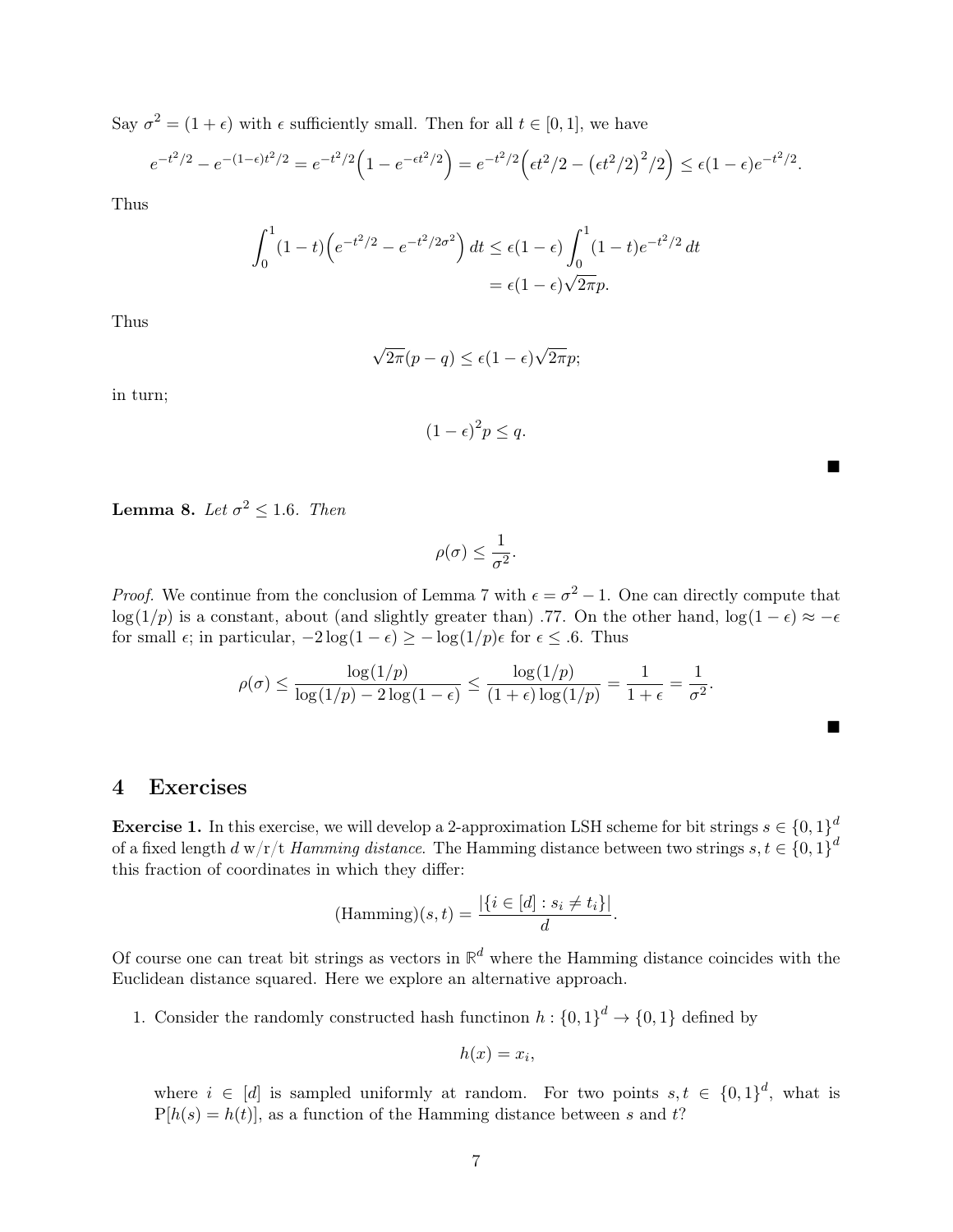Say $\sigma^2 = (1+\epsilon)$ with $\epsilon$ sufficiently small. Then for all $t \in [0,1]$, we have

$$e^{-t^2/2} - e^{-(1-\epsilon)t^2/2} = e^{-t^2/2}\Big(1 - e^{-\epsilon t^2/2}\Big) = e^{-t^2/2}\Big(\epsilon t^2/2 - \big(\epsilon t^2/2\big)^2/2\Big) \leq \epsilon(1-\epsilon)e^{-t^2/2}.$$

Thus

$$\int_0^1 (1-t)\Big(e^{-t^2/2} - e^{-t^2/2\sigma^2}\Big)\,dt \leq \epsilon(1-\epsilon)\int_0^1 (1-t)e^{-t^2/2}\,dt$$
$$= \epsilon(1-\epsilon)\sqrt{2\pi}p.$$

Thus

$$\sqrt{2\pi}(p-q) \leq \epsilon(1-\epsilon)\sqrt{2\pi}p;$$

in turn;

$$(1-\epsilon)^2 p \leq q.$$

■

**Lemma 8.** *Let $\sigma^2 \leq 1.6$. Then*

$$\rho(\sigma) \leq \frac{1}{\sigma^2}.$$

*Proof.* We continue from the conclusion of Lemma 7 with $\epsilon = \sigma^2 - 1$. One can directly compute that $\log(1/p)$ is a constant, about (and slightly greater than) .77. On the other hand, $\log(1-\epsilon) \approx -\epsilon$ for small $\epsilon$; in particular, $-2\log(1-\epsilon) \geq -\log(1/p)\epsilon$ for $\epsilon \leq .6$. Thus

$$\rho(\sigma) \leq \frac{\log(1/p)}{\log(1/p) - 2\log(1-\epsilon)} \leq \frac{\log(1/p)}{(1+\epsilon)\log(1/p)} = \frac{1}{1+\epsilon} = \frac{1}{\sigma^2}.$$

■

# 4 Exercises

**Exercise 1.** In this exercise, we will develop a 2-approximation LSH scheme for bit strings $s \in \{0,1\}^d$ of a fixed length $d$ w/r/t *Hamming distance*. The Hamming distance between two strings $s, t \in \{0,1\}^d$ this fraction of coordinates in which they differ:

$$(\text{Hamming})(s,t) = \frac{|\{i \in [d] : s_i \neq t_i\}|}{d}.$$

Of course one can treat bit strings as vectors in $\mathbb{R}^d$ where the Hamming distance coincides with the Euclidean distance squared. Here we explore an alternative approach.

1. Consider the randomly constructed hash functinon $h : \{0,1\}^d \to \{0,1\}$ defined by

$$h(x) = x_i,$$

   where $i \in [d]$ is sampled uniformly at random. For two points $s, t \in \{0,1\}^d$, what is $\mathrm{P}[h(s) = h(t)]$, as a function of the Hamming distance between $s$ and $t$?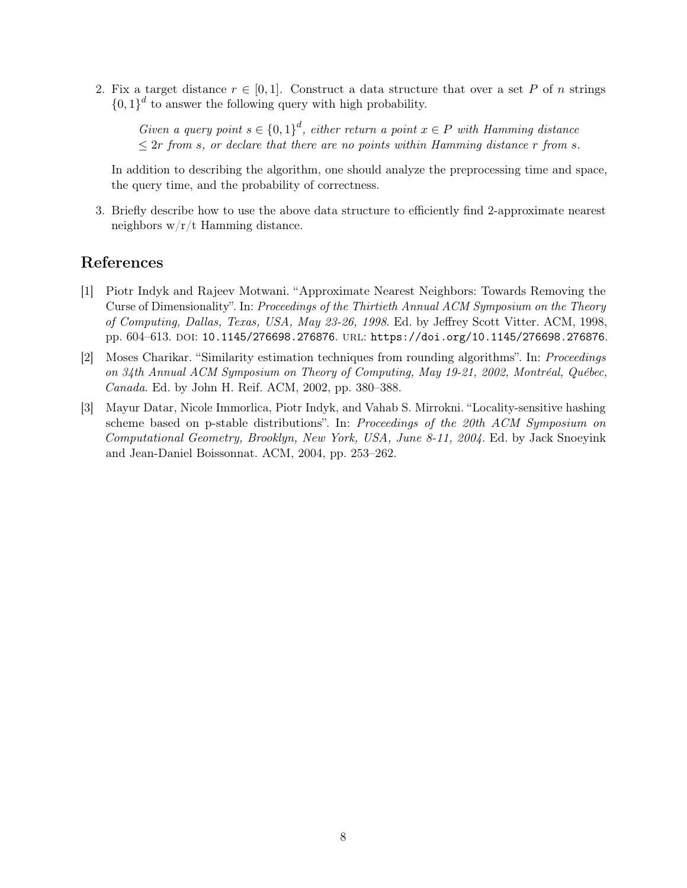2. Fix a target distance $r \in [0, 1]$. Construct a data structure that over a set $P$ of $n$ strings $\{0,1\}^d$ to answer the following query with high probability.

   *Given a query point $s \in \{0,1\}^d$, either return a point $x \in P$ with Hamming distance $\leq 2r$ from $s$, or declare that there are no points within Hamming distance $r$ from $s$.*

   In addition to describing the algorithm, one should analyze the preprocessing time and space, the query time, and the probability of correctness.

3. Briefly describe how to use the above data structure to efficiently find 2-approximate nearest neighbors w/r/t Hamming distance.

## References

[1] Piotr Indyk and Rajeev Motwani. "Approximate Nearest Neighbors: Towards Removing the Curse of Dimensionality". In: *Proceedings of the Thirtieth Annual ACM Symposium on the Theory of Computing, Dallas, Texas, USA, May 23-26, 1998*. Ed. by Jeffrey Scott Vitter. ACM, 1998, pp. 604–613. DOI: 10.1145/276698.276876. URL: https://doi.org/10.1145/276698.276876.

[2] Moses Charikar. "Similarity estimation techniques from rounding algorithms". In: *Proceedings on 34th Annual ACM Symposium on Theory of Computing, May 19-21, 2002, Montréal, Québec, Canada*. Ed. by John H. Reif. ACM, 2002, pp. 380–388.

[3] Mayur Datar, Nicole Immorlica, Piotr Indyk, and Vahab S. Mirrokni. "Locality-sensitive hashing scheme based on p-stable distributions". In: *Proceedings of the 20th ACM Symposium on Computational Geometry, Brooklyn, New York, USA, June 8-11, 2004*. Ed. by Jack Snoeyink and Jean-Daniel Boissonnat. ACM, 2004, pp. 253–262.